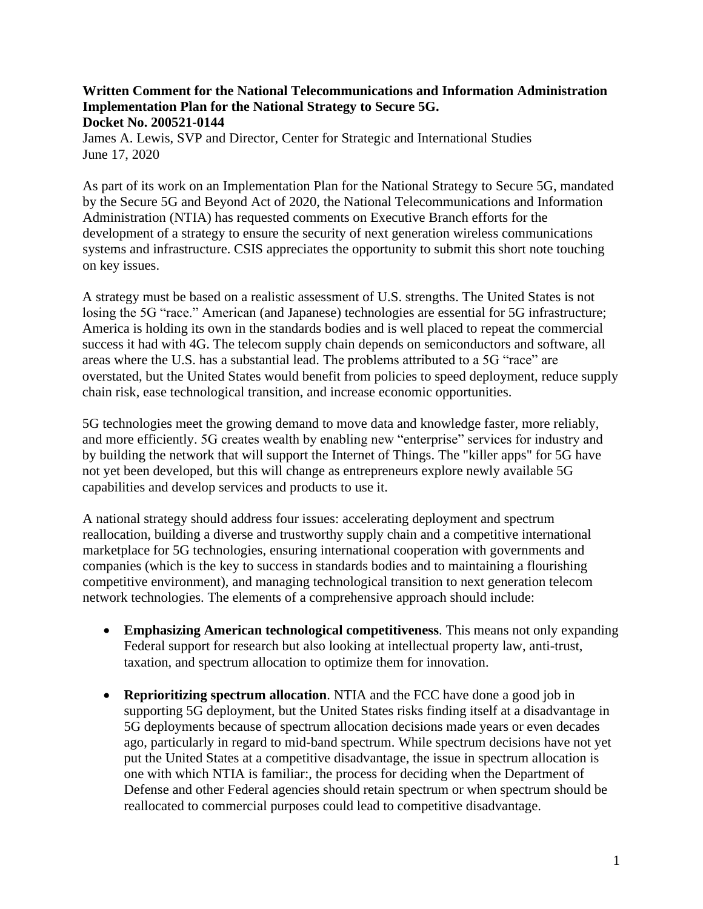**Written Comment for the National Telecommunications and Information Administration Implementation Plan for the National Strategy to Secure 5G.**
**Docket No. 200521-0144**

James A. Lewis, SVP and Director, Center for Strategic and International Studies
June 17, 2020

As part of its work on an Implementation Plan for the National Strategy to Secure 5G, mandated by the Secure 5G and Beyond Act of 2020, the National Telecommunications and Information Administration (NTIA) has requested comments on Executive Branch efforts for the development of a strategy to ensure the security of next generation wireless communications systems and infrastructure. CSIS appreciates the opportunity to submit this short note touching on key issues.

A strategy must be based on a realistic assessment of U.S. strengths. The United States is not losing the 5G "race." American (and Japanese) technologies are essential for 5G infrastructure; America is holding its own in the standards bodies and is well placed to repeat the commercial success it had with 4G. The telecom supply chain depends on semiconductors and software, all areas where the U.S. has a substantial lead. The problems attributed to a 5G "race" are overstated, but the United States would benefit from policies to speed deployment, reduce supply chain risk, ease technological transition, and increase economic opportunities.

5G technologies meet the growing demand to move data and knowledge faster, more reliably, and more efficiently. 5G creates wealth by enabling new "enterprise" services for industry and by building the network that will support the Internet of Things. The "killer apps" for 5G have not yet been developed, but this will change as entrepreneurs explore newly available 5G capabilities and develop services and products to use it.

A national strategy should address four issues: accelerating deployment and spectrum reallocation, building a diverse and trustworthy supply chain and a competitive international marketplace for 5G technologies, ensuring international cooperation with governments and companies (which is the key to success in standards bodies and to maintaining a flourishing competitive environment), and managing technological transition to next generation telecom network technologies. The elements of a comprehensive approach should include:

- **Emphasizing American technological competitiveness**. This means not only expanding Federal support for research but also looking at intellectual property law, anti-trust, taxation, and spectrum allocation to optimize them for innovation.

- **Reprioritizing spectrum allocation**. NTIA and the FCC have done a good job in supporting 5G deployment, but the United States risks finding itself at a disadvantage in 5G deployments because of spectrum allocation decisions made years or even decades ago, particularly in regard to mid-band spectrum. While spectrum decisions have not yet put the United States at a competitive disadvantage, the issue in spectrum allocation is one with which NTIA is familiar:, the process for deciding when the Department of Defense and other Federal agencies should retain spectrum or when spectrum should be reallocated to commercial purposes could lead to competitive disadvantage.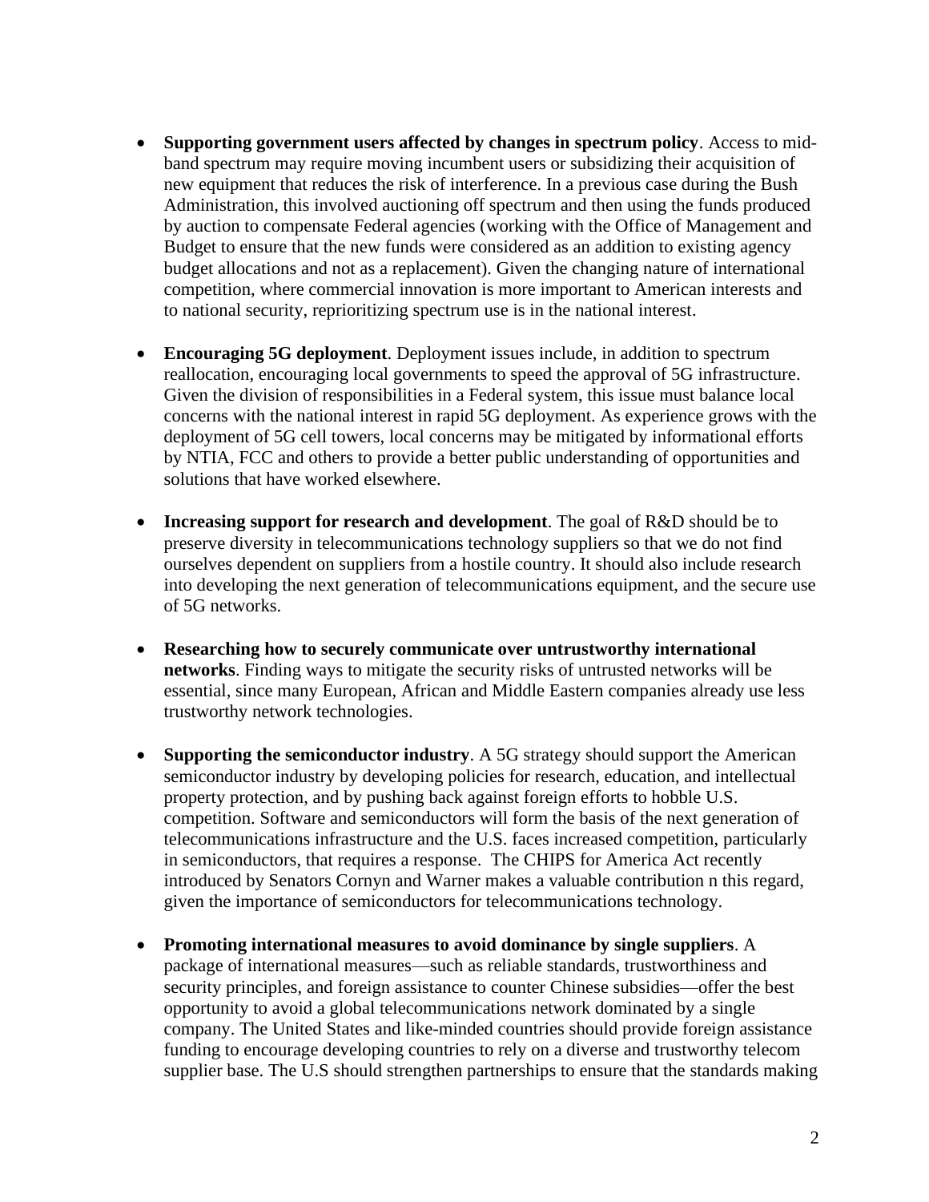- **Supporting government users affected by changes in spectrum policy**. Access to mid-band spectrum may require moving incumbent users or subsidizing their acquisition of new equipment that reduces the risk of interference. In a previous case during the Bush Administration, this involved auctioning off spectrum and then using the funds produced by auction to compensate Federal agencies (working with the Office of Management and Budget to ensure that the new funds were considered as an addition to existing agency budget allocations and not as a replacement). Given the changing nature of international competition, where commercial innovation is more important to American interests and to national security, reprioritizing spectrum use is in the national interest.

- **Encouraging 5G deployment**. Deployment issues include, in addition to spectrum reallocation, encouraging local governments to speed the approval of 5G infrastructure. Given the division of responsibilities in a Federal system, this issue must balance local concerns with the national interest in rapid 5G deployment. As experience grows with the deployment of 5G cell towers, local concerns may be mitigated by informational efforts by NTIA, FCC and others to provide a better public understanding of opportunities and solutions that have worked elsewhere.

- **Increasing support for research and development**. The goal of R&D should be to preserve diversity in telecommunications technology suppliers so that we do not find ourselves dependent on suppliers from a hostile country. It should also include research into developing the next generation of telecommunications equipment, and the secure use of 5G networks.

- **Researching how to securely communicate over untrustworthy international networks**. Finding ways to mitigate the security risks of untrusted networks will be essential, since many European, African and Middle Eastern companies already use less trustworthy network technologies.

- **Supporting the semiconductor industry**. A 5G strategy should support the American semiconductor industry by developing policies for research, education, and intellectual property protection, and by pushing back against foreign efforts to hobble U.S. competition. Software and semiconductors will form the basis of the next generation of telecommunications infrastructure and the U.S. faces increased competition, particularly in semiconductors, that requires a response. The CHIPS for America Act recently introduced by Senators Cornyn and Warner makes a valuable contribution n this regard, given the importance of semiconductors for telecommunications technology.

- **Promoting international measures to avoid dominance by single suppliers**. A package of international measures—such as reliable standards, trustworthiness and security principles, and foreign assistance to counter Chinese subsidies—offer the best opportunity to avoid a global telecommunications network dominated by a single company. The United States and like-minded countries should provide foreign assistance funding to encourage developing countries to rely on a diverse and trustworthy telecom supplier base. The U.S should strengthen partnerships to ensure that the standards making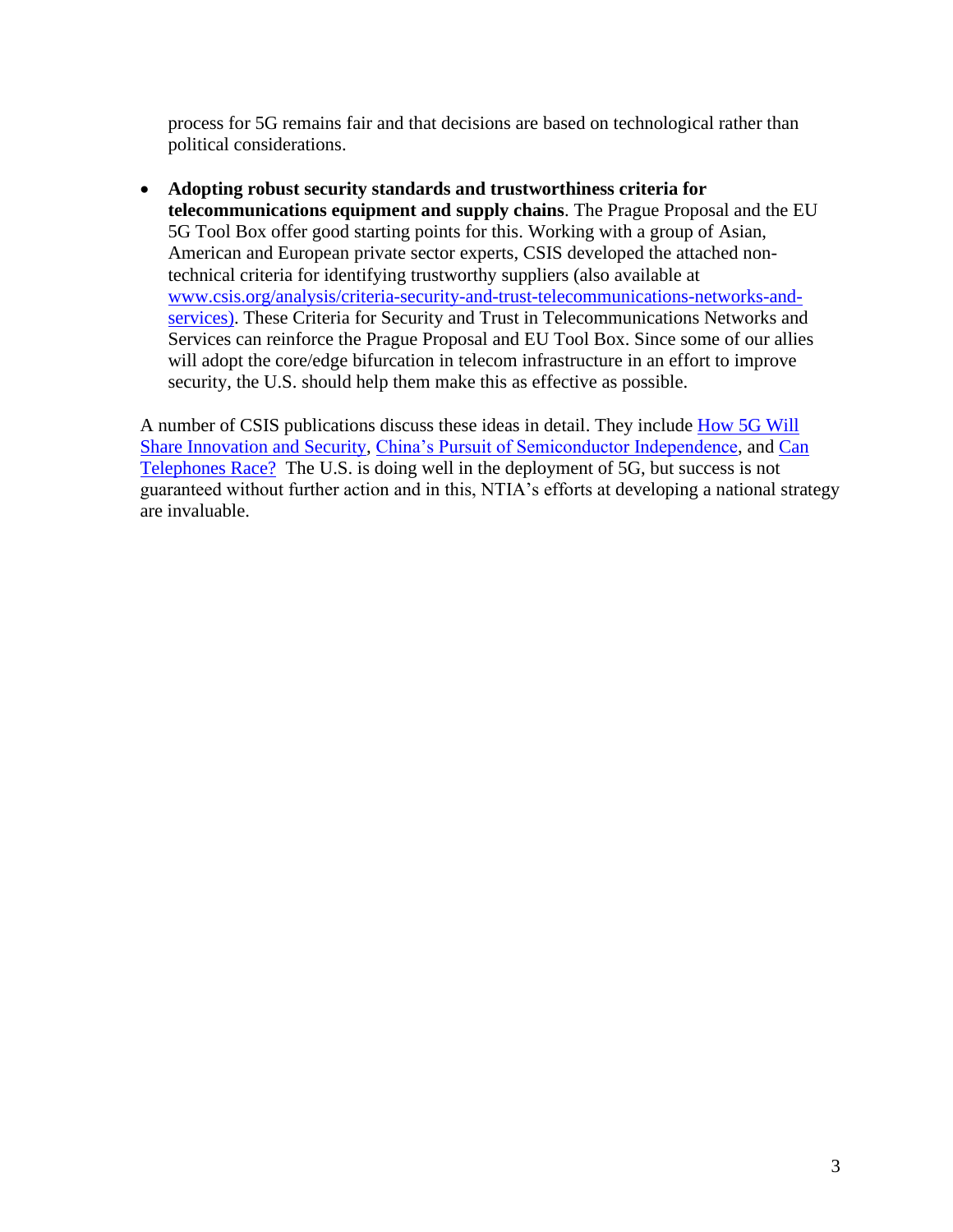process for 5G remains fair and that decisions are based on technological rather than political considerations.

- **Adopting robust security standards and trustworthiness criteria for telecommunications equipment and supply chains**. The Prague Proposal and the EU 5G Tool Box offer good starting points for this. Working with a group of Asian, American and European private sector experts, CSIS developed the attached non-technical criteria for identifying trustworthy suppliers (also available at [www.csis.org/analysis/criteria-security-and-trust-telecommunications-networks-and-services)](www.csis.org/analysis/criteria-security-and-trust-telecommunications-networks-and-services). These Criteria for Security and Trust in Telecommunications Networks and Services can reinforce the Prague Proposal and EU Tool Box. Since some of our allies will adopt the core/edge bifurcation in telecom infrastructure in an effort to improve security, the U.S. should help them make this as effective as possible.

A number of CSIS publications discuss these ideas in detail. They include How 5G Will Share Innovation and Security, China's Pursuit of Semiconductor Independence, and Can Telephones Race? The U.S. is doing well in the deployment of 5G, but success is not guaranteed without further action and in this, NTIA's efforts at developing a national strategy are invaluable.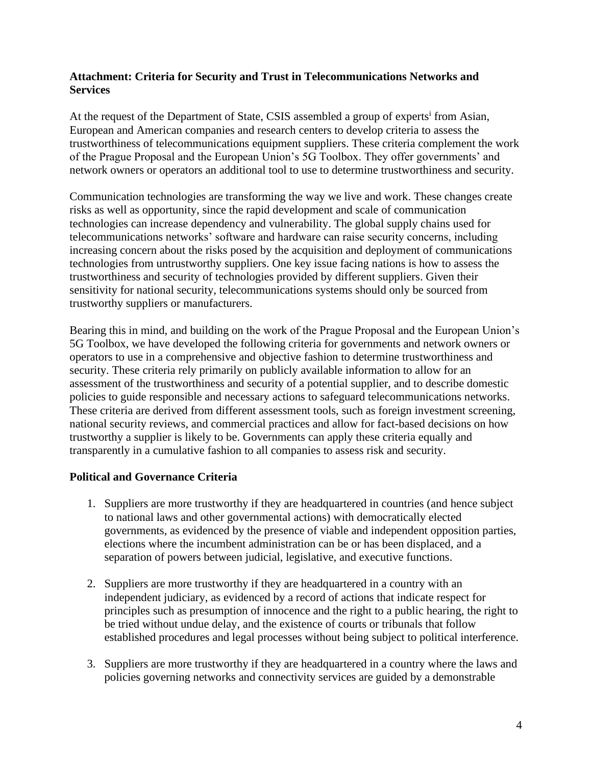**Attachment: Criteria for Security and Trust in Telecommunications Networks and Services**

At the request of the Department of State, CSIS assembled a group of experts[i] from Asian, European and American companies and research centers to develop criteria to assess the trustworthiness of telecommunications equipment suppliers. These criteria complement the work of the Prague Proposal and the European Union's 5G Toolbox. They offer governments' and network owners or operators an additional tool to use to determine trustworthiness and security.

Communication technologies are transforming the way we live and work. These changes create risks as well as opportunity, since the rapid development and scale of communication technologies can increase dependency and vulnerability. The global supply chains used for telecommunications networks' software and hardware can raise security concerns, including increasing concern about the risks posed by the acquisition and deployment of communications technologies from untrustworthy suppliers. One key issue facing nations is how to assess the trustworthiness and security of technologies provided by different suppliers. Given their sensitivity for national security, telecommunications systems should only be sourced from trustworthy suppliers or manufacturers.

Bearing this in mind, and building on the work of the Prague Proposal and the European Union's 5G Toolbox, we have developed the following criteria for governments and network owners or operators to use in a comprehensive and objective fashion to determine trustworthiness and security. These criteria rely primarily on publicly available information to allow for an assessment of the trustworthiness and security of a potential supplier, and to describe domestic policies to guide responsible and necessary actions to safeguard telecommunications networks. These criteria are derived from different assessment tools, such as foreign investment screening, national security reviews, and commercial practices and allow for fact-based decisions on how trustworthy a supplier is likely to be. Governments can apply these criteria equally and transparently in a cumulative fashion to all companies to assess risk and security.

**Political and Governance Criteria**

1. Suppliers are more trustworthy if they are headquartered in countries (and hence subject to national laws and other governmental actions) with democratically elected governments, as evidenced by the presence of viable and independent opposition parties, elections where the incumbent administration can be or has been displaced, and a separation of powers between judicial, legislative, and executive functions.

2. Suppliers are more trustworthy if they are headquartered in a country with an independent judiciary, as evidenced by a record of actions that indicate respect for principles such as presumption of innocence and the right to a public hearing, the right to be tried without undue delay, and the existence of courts or tribunals that follow established procedures and legal processes without being subject to political interference.

3. Suppliers are more trustworthy if they are headquartered in a country where the laws and policies governing networks and connectivity services are guided by a demonstrable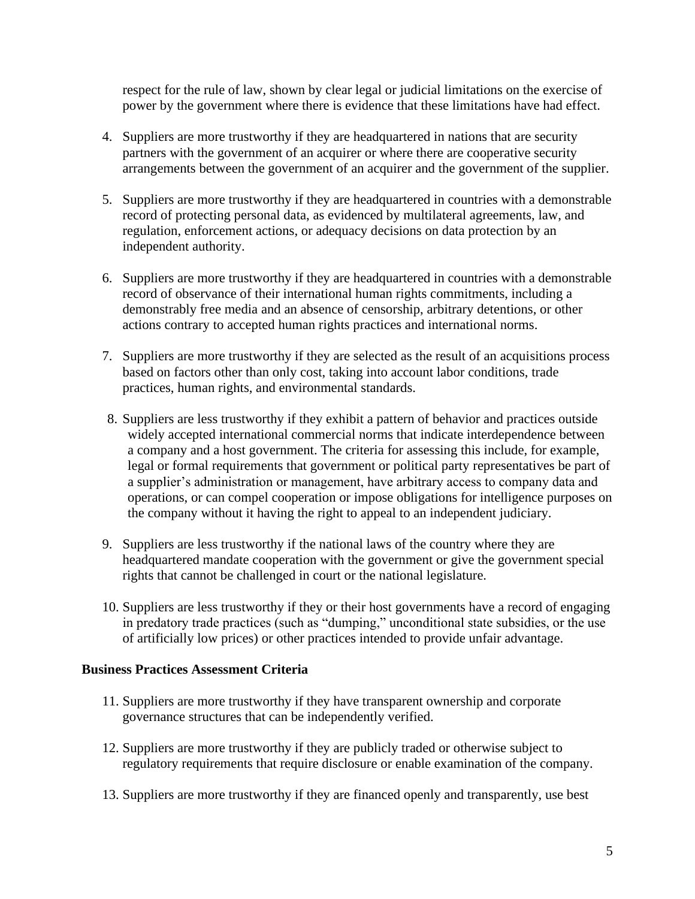respect for the rule of law, shown by clear legal or judicial limitations on the exercise of power by the government where there is evidence that these limitations have had effect.

4. Suppliers are more trustworthy if they are headquartered in nations that are security partners with the government of an acquirer or where there are cooperative security arrangements between the government of an acquirer and the government of the supplier.

5. Suppliers are more trustworthy if they are headquartered in countries with a demonstrable record of protecting personal data, as evidenced by multilateral agreements, law, and regulation, enforcement actions, or adequacy decisions on data protection by an independent authority.

6. Suppliers are more trustworthy if they are headquartered in countries with a demonstrable record of observance of their international human rights commitments, including a demonstrably free media and an absence of censorship, arbitrary detentions, or other actions contrary to accepted human rights practices and international norms.

7. Suppliers are more trustworthy if they are selected as the result of an acquisitions process based on factors other than only cost, taking into account labor conditions, trade practices, human rights, and environmental standards.

8. Suppliers are less trustworthy if they exhibit a pattern of behavior and practices outside widely accepted international commercial norms that indicate interdependence between a company and a host government. The criteria for assessing this include, for example, legal or formal requirements that government or political party representatives be part of a supplier's administration or management, have arbitrary access to company data and operations, or can compel cooperation or impose obligations for intelligence purposes on the company without it having the right to appeal to an independent judiciary.

9. Suppliers are less trustworthy if the national laws of the country where they are headquartered mandate cooperation with the government or give the government special rights that cannot be challenged in court or the national legislature.

10. Suppliers are less trustworthy if they or their host governments have a record of engaging in predatory trade practices (such as "dumping," unconditional state subsidies, or the use of artificially low prices) or other practices intended to provide unfair advantage.

**Business Practices Assessment Criteria**

11. Suppliers are more trustworthy if they have transparent ownership and corporate governance structures that can be independently verified.

12. Suppliers are more trustworthy if they are publicly traded or otherwise subject to regulatory requirements that require disclosure or enable examination of the company.

13. Suppliers are more trustworthy if they are financed openly and transparently, use best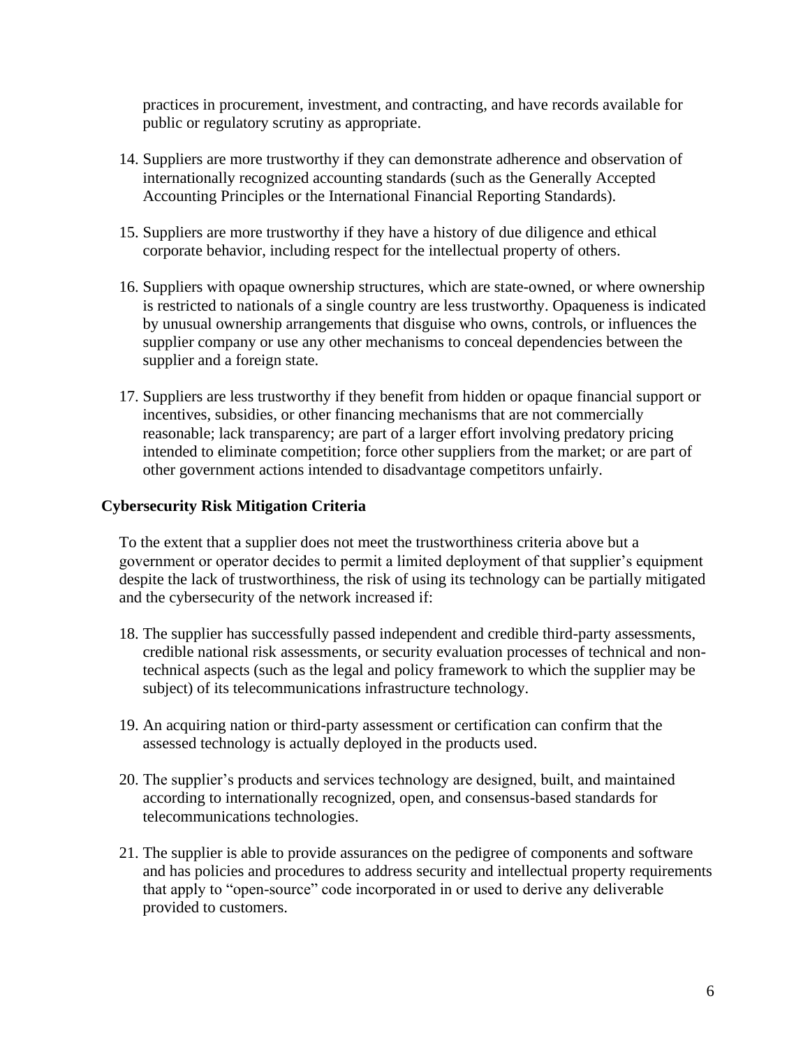practices in procurement, investment, and contracting, and have records available for public or regulatory scrutiny as appropriate.

14. Suppliers are more trustworthy if they can demonstrate adherence and observation of internationally recognized accounting standards (such as the Generally Accepted Accounting Principles or the International Financial Reporting Standards).

15. Suppliers are more trustworthy if they have a history of due diligence and ethical corporate behavior, including respect for the intellectual property of others.

16. Suppliers with opaque ownership structures, which are state-owned, or where ownership is restricted to nationals of a single country are less trustworthy. Opaqueness is indicated by unusual ownership arrangements that disguise who owns, controls, or influences the supplier company or use any other mechanisms to conceal dependencies between the supplier and a foreign state.

17. Suppliers are less trustworthy if they benefit from hidden or opaque financial support or incentives, subsidies, or other financing mechanisms that are not commercially reasonable; lack transparency; are part of a larger effort involving predatory pricing intended to eliminate competition; force other suppliers from the market; or are part of other government actions intended to disadvantage competitors unfairly.

**Cybersecurity Risk Mitigation Criteria**

To the extent that a supplier does not meet the trustworthiness criteria above but a government or operator decides to permit a limited deployment of that supplier's equipment despite the lack of trustworthiness, the risk of using its technology can be partially mitigated and the cybersecurity of the network increased if:

18. The supplier has successfully passed independent and credible third-party assessments, credible national risk assessments, or security evaluation processes of technical and non-technical aspects (such as the legal and policy framework to which the supplier may be subject) of its telecommunications infrastructure technology.

19. An acquiring nation or third-party assessment or certification can confirm that the assessed technology is actually deployed in the products used.

20. The supplier's products and services technology are designed, built, and maintained according to internationally recognized, open, and consensus-based standards for telecommunications technologies.

21. The supplier is able to provide assurances on the pedigree of components and software and has policies and procedures to address security and intellectual property requirements that apply to "open-source" code incorporated in or used to derive any deliverable provided to customers.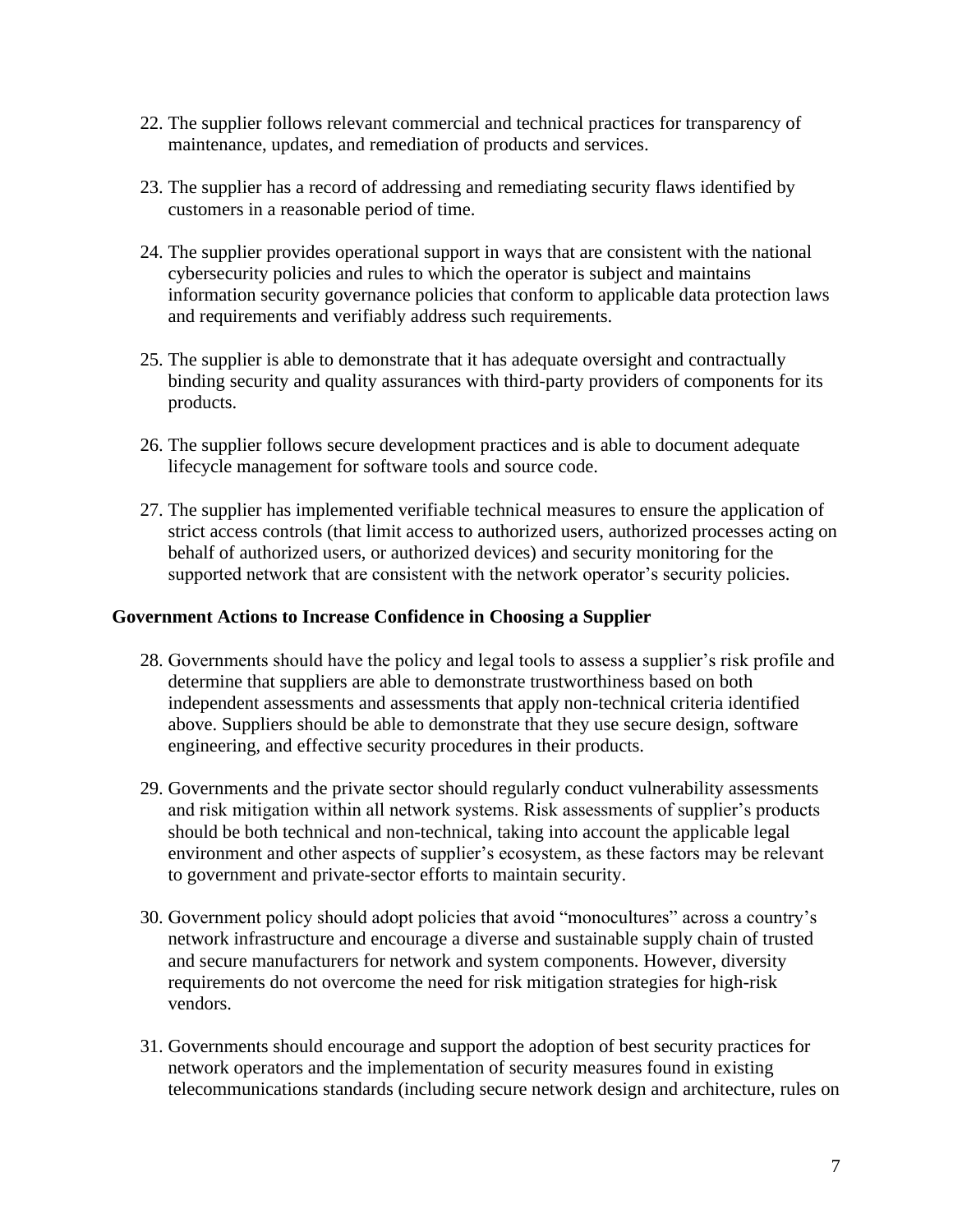22. The supplier follows relevant commercial and technical practices for transparency of maintenance, updates, and remediation of products and services.

23. The supplier has a record of addressing and remediating security flaws identified by customers in a reasonable period of time.

24. The supplier provides operational support in ways that are consistent with the national cybersecurity policies and rules to which the operator is subject and maintains information security governance policies that conform to applicable data protection laws and requirements and verifiably address such requirements.

25. The supplier is able to demonstrate that it has adequate oversight and contractually binding security and quality assurances with third-party providers of components for its products.

26. The supplier follows secure development practices and is able to document adequate lifecycle management for software tools and source code.

27. The supplier has implemented verifiable technical measures to ensure the application of strict access controls (that limit access to authorized users, authorized processes acting on behalf of authorized users, or authorized devices) and security monitoring for the supported network that are consistent with the network operator's security policies.

**Government Actions to Increase Confidence in Choosing a Supplier**

28. Governments should have the policy and legal tools to assess a supplier's risk profile and determine that suppliers are able to demonstrate trustworthiness based on both independent assessments and assessments that apply non-technical criteria identified above. Suppliers should be able to demonstrate that they use secure design, software engineering, and effective security procedures in their products.

29. Governments and the private sector should regularly conduct vulnerability assessments and risk mitigation within all network systems. Risk assessments of supplier's products should be both technical and non-technical, taking into account the applicable legal environment and other aspects of supplier's ecosystem, as these factors may be relevant to government and private-sector efforts to maintain security.

30. Government policy should adopt policies that avoid "monocultures" across a country's network infrastructure and encourage a diverse and sustainable supply chain of trusted and secure manufacturers for network and system components. However, diversity requirements do not overcome the need for risk mitigation strategies for high-risk vendors.

31. Governments should encourage and support the adoption of best security practices for network operators and the implementation of security measures found in existing telecommunications standards (including secure network design and architecture, rules on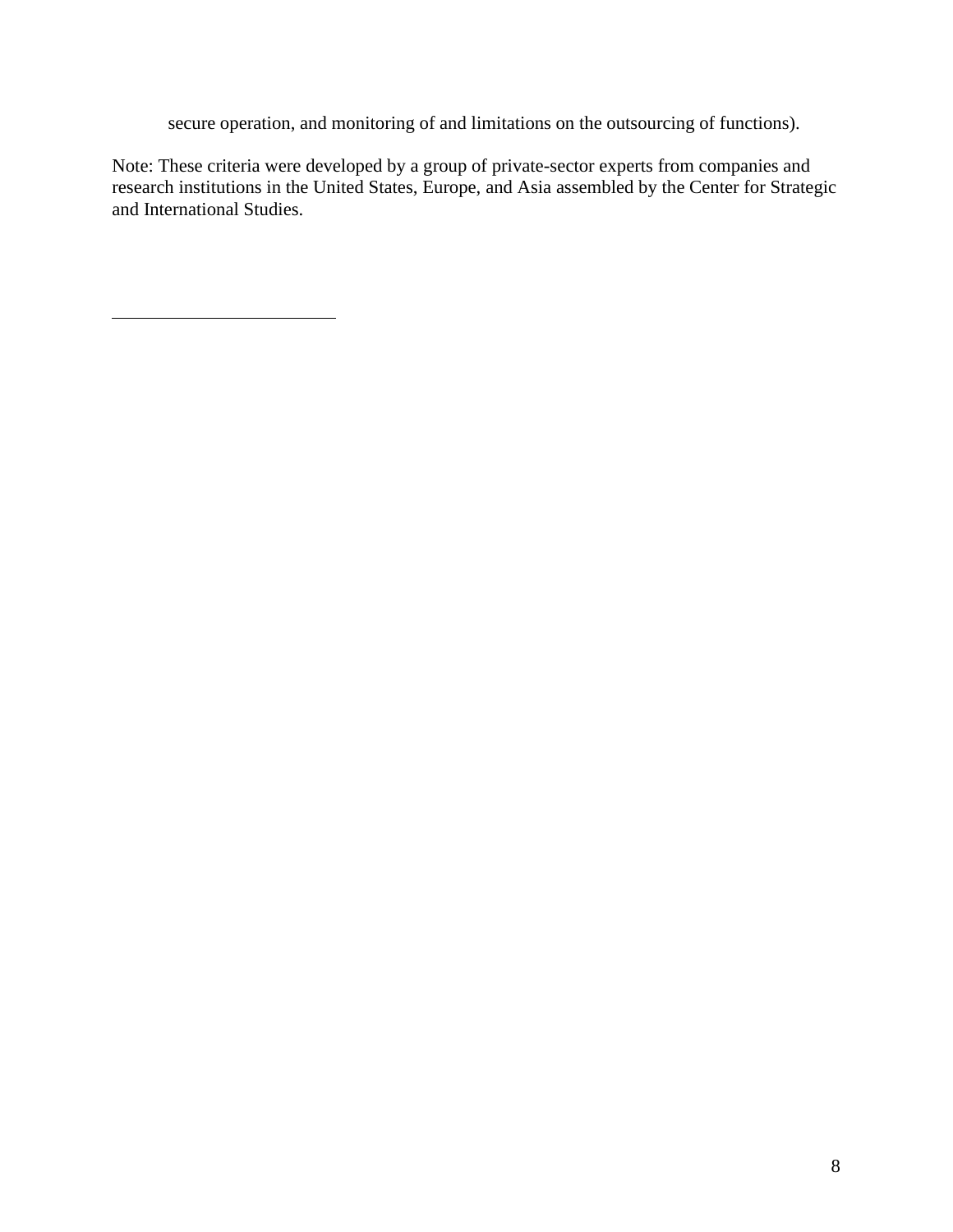secure operation, and monitoring of and limitations on the outsourcing of functions).

Note: These criteria were developed by a group of private-sector experts from companies and research institutions in the United States, Europe, and Asia assembled by the Center for Strategic and International Studies.